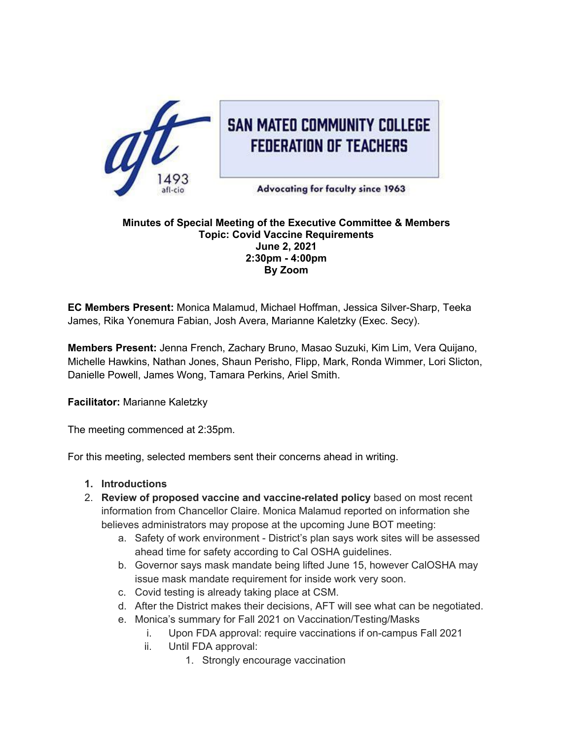SAN MATEO COMMUNITY COLLEGE FEDERATION OF TEACHERS

aft 1493 afl-cio

Advocating for faculty since 1963

**Minutes of Special Meeting of the Executive Committee & Members**
**Topic: Covid Vaccine Requirements**
**June 2, 2021**
**2:30pm - 4:00pm**
**By Zoom**

**EC Members Present:** Monica Malamud, Michael Hoffman, Jessica Silver-Sharp, Teeka James, Rika Yonemura Fabian, Josh Avera, Marianne Kaletzky (Exec. Secy).

**Members Present:** Jenna French, Zachary Bruno, Masao Suzuki, Kim Lim, Vera Quijano, Michelle Hawkins, Nathan Jones, Shaun Perisho, Flipp, Mark, Ronda Wimmer, Lori Slicton, Danielle Powell, James Wong, Tamara Perkins, Ariel Smith.

**Facilitator:** Marianne Kaletzky

The meeting commenced at 2:35pm.

For this meeting, selected members sent their concerns ahead in writing.

1. **Introductions**
2. **Review of proposed vaccine and vaccine-related policy** based on most recent information from Chancellor Claire. Monica Malamud reported on information she believes administrators may propose at the upcoming June BOT meeting:
    a. Safety of work environment - District's plan says work sites will be assessed ahead time for safety according to Cal OSHA guidelines.
    b. Governor says mask mandate being lifted June 15, however CalOSHA may issue mask mandate requirement for inside work very soon.
    c. Covid testing is already taking place at CSM.
    d. After the District makes their decisions, AFT will see what can be negotiated.
    e. Monica's summary for Fall 2021 on Vaccination/Testing/Masks
        i. Upon FDA approval: require vaccinations if on-campus Fall 2021
        ii. Until FDA approval:
            1. Strongly encourage vaccination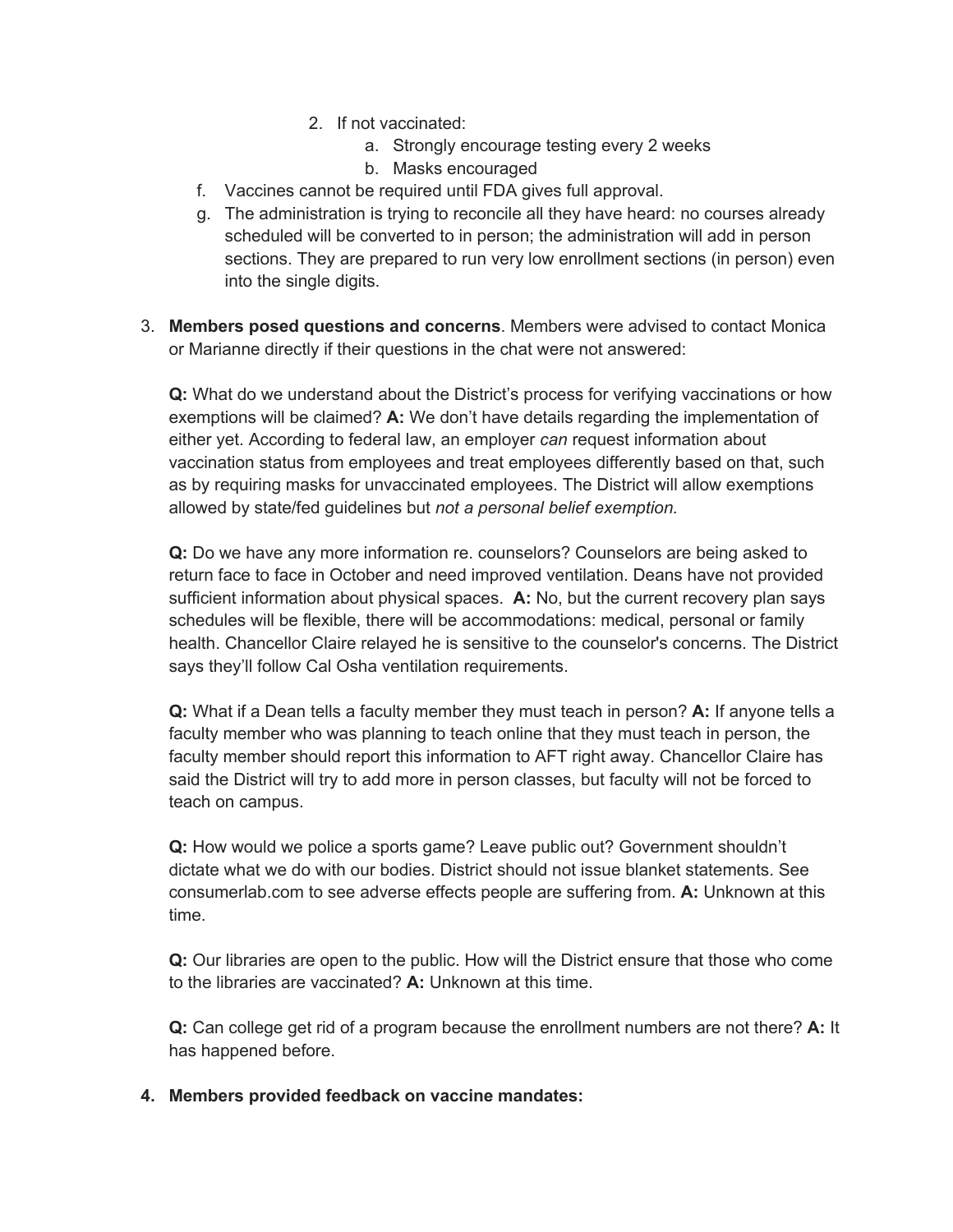2. If not vaccinated:
         a. Strongly encourage testing every 2 weeks
         b. Masks encouraged

   f. Vaccines cannot be required until FDA gives full approval.
   g. The administration is trying to reconcile all they have heard: no courses already scheduled will be converted to in person; the administration will add in person sections. They are prepared to run very low enrollment sections (in person) even into the single digits.

3. **Members posed questions and concerns**. Members were advised to contact Monica or Marianne directly if their questions in the chat were not answered:

   **Q:** What do we understand about the District's process for verifying vaccinations or how exemptions will be claimed? **A:** We don't have details regarding the implementation of either yet. According to federal law, an employer *can* request information about vaccination status from employees and treat employees differently based on that, such as by requiring masks for unvaccinated employees. The District will allow exemptions allowed by state/fed guidelines but *not a personal belief exemption.*

   **Q:** Do we have any more information re. counselors? Counselors are being asked to return face to face in October and need improved ventilation. Deans have not provided sufficient information about physical spaces. **A:** No, but the current recovery plan says schedules will be flexible, there will be accommodations: medical, personal or family health. Chancellor Claire relayed he is sensitive to the counselor's concerns. The District says they'll follow Cal Osha ventilation requirements.

   **Q:** What if a Dean tells a faculty member they must teach in person? **A:** If anyone tells a faculty member who was planning to teach online that they must teach in person, the faculty member should report this information to AFT right away. Chancellor Claire has said the District will try to add more in person classes, but faculty will not be forced to teach on campus.

   **Q:** How would we police a sports game? Leave public out? Government shouldn't dictate what we do with our bodies. District should not issue blanket statements. See consumerlab.com to see adverse effects people are suffering from. **A:** Unknown at this time.

   **Q:** Our libraries are open to the public. How will the District ensure that those who come to the libraries are vaccinated? **A:** Unknown at this time.

   **Q:** Can college get rid of a program because the enrollment numbers are not there? **A:** It has happened before.

4. **Members provided feedback on vaccine mandates:**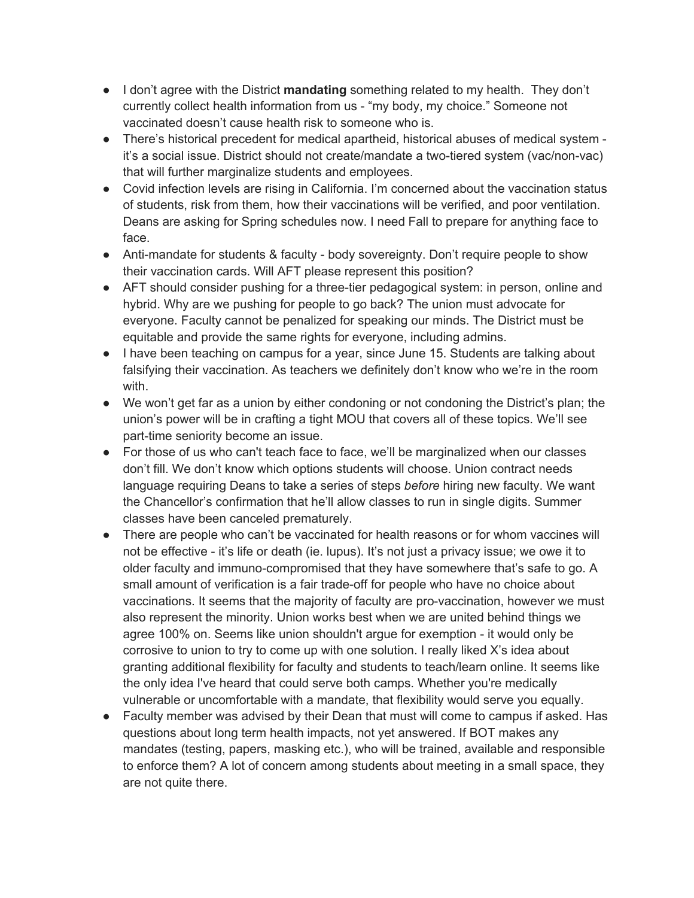- I don't agree with the District **mandating** something related to my health. They don't currently collect health information from us - "my body, my choice." Someone not vaccinated doesn't cause health risk to someone who is.
- There's historical precedent for medical apartheid, historical abuses of medical system - it's a social issue. District should not create/mandate a two-tiered system (vac/non-vac) that will further marginalize students and employees.
- Covid infection levels are rising in California. I'm concerned about the vaccination status of students, risk from them, how their vaccinations will be verified, and poor ventilation. Deans are asking for Spring schedules now. I need Fall to prepare for anything face to face.
- Anti-mandate for students & faculty - body sovereignty. Don't require people to show their vaccination cards. Will AFT please represent this position?
- AFT should consider pushing for a three-tier pedagogical system: in person, online and hybrid. Why are we pushing for people to go back? The union must advocate for everyone. Faculty cannot be penalized for speaking our minds. The District must be equitable and provide the same rights for everyone, including admins.
- I have been teaching on campus for a year, since June 15. Students are talking about falsifying their vaccination. As teachers we definitely don't know who we're in the room with.
- We won't get far as a union by either condoning or not condoning the District's plan; the union's power will be in crafting a tight MOU that covers all of these topics. We'll see part-time seniority become an issue.
- For those of us who can't teach face to face, we'll be marginalized when our classes don't fill. We don't know which options students will choose. Union contract needs language requiring Deans to take a series of steps *before* hiring new faculty. We want the Chancellor's confirmation that he'll allow classes to run in single digits. Summer classes have been canceled prematurely.
- There are people who can't be vaccinated for health reasons or for whom vaccines will not be effective - it's life or death (ie. lupus). It's not just a privacy issue; we owe it to older faculty and immuno-compromised that they have somewhere that's safe to go. A small amount of verification is a fair trade-off for people who have no choice about vaccinations. It seems that the majority of faculty are pro-vaccination, however we must also represent the minority. Union works best when we are united behind things we agree 100% on. Seems like union shouldn't argue for exemption - it would only be corrosive to union to try to come up with one solution. I really liked X's idea about granting additional flexibility for faculty and students to teach/learn online. It seems like the only idea I've heard that could serve both camps. Whether you're medically vulnerable or uncomfortable with a mandate, that flexibility would serve you equally.
- Faculty member was advised by their Dean that must will come to campus if asked. Has questions about long term health impacts, not yet answered. If BOT makes any mandates (testing, papers, masking etc.), who will be trained, available and responsible to enforce them? A lot of concern among students about meeting in a small space, they are not quite there.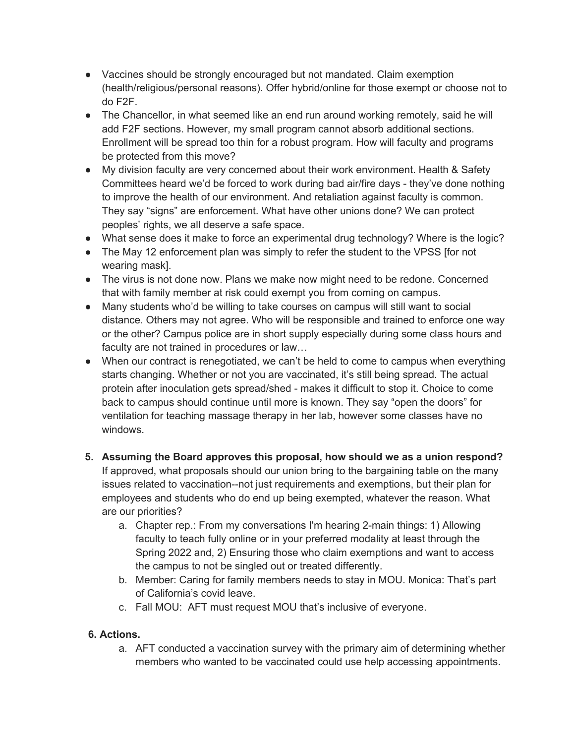- Vaccines should be strongly encouraged but not mandated. Claim exemption (health/religious/personal reasons). Offer hybrid/online for those exempt or choose not to do F2F.
- The Chancellor, in what seemed like an end run around working remotely, said he will add F2F sections. However, my small program cannot absorb additional sections. Enrollment will be spread too thin for a robust program. How will faculty and programs be protected from this move?
- My division faculty are very concerned about their work environment. Health & Safety Committees heard we'd be forced to work during bad air/fire days - they've done nothing to improve the health of our environment. And retaliation against faculty is common. They say "signs" are enforcement. What have other unions done? We can protect peoples' rights, we all deserve a safe space.
- What sense does it make to force an experimental drug technology? Where is the logic?
- The May 12 enforcement plan was simply to refer the student to the VPSS [for not wearing mask].
- The virus is not done now. Plans we make now might need to be redone. Concerned that with family member at risk could exempt you from coming on campus.
- Many students who'd be willing to take courses on campus will still want to social distance. Others may not agree. Who will be responsible and trained to enforce one way or the other? Campus police are in short supply especially during some class hours and faculty are not trained in procedures or law…
- When our contract is renegotiated, we can't be held to come to campus when everything starts changing. Whether or not you are vaccinated, it's still being spread. The actual protein after inoculation gets spread/shed - makes it difficult to stop it. Choice to come back to campus should continue until more is known. They say "open the doors" for ventilation for teaching massage therapy in her lab, however some classes have no windows.

5. **Assuming the Board approves this proposal, how should we as a union respond?** If approved, what proposals should our union bring to the bargaining table on the many issues related to vaccination--not just requirements and exemptions, but their plan for employees and students who do end up being exempted, whatever the reason. What are our priorities?
   a. Chapter rep.: From my conversations I'm hearing 2-main things: 1) Allowing faculty to teach fully online or in your preferred modality at least through the Spring 2022 and, 2) Ensuring those who claim exemptions and want to access the campus to not be singled out or treated differently.
   b. Member: Caring for family members needs to stay in MOU. Monica: That's part of California's covid leave.
   c. Fall MOU: AFT must request MOU that's inclusive of everyone.

**6. Actions.**

   a. AFT conducted a vaccination survey with the primary aim of determining whether members who wanted to be vaccinated could use help accessing appointments.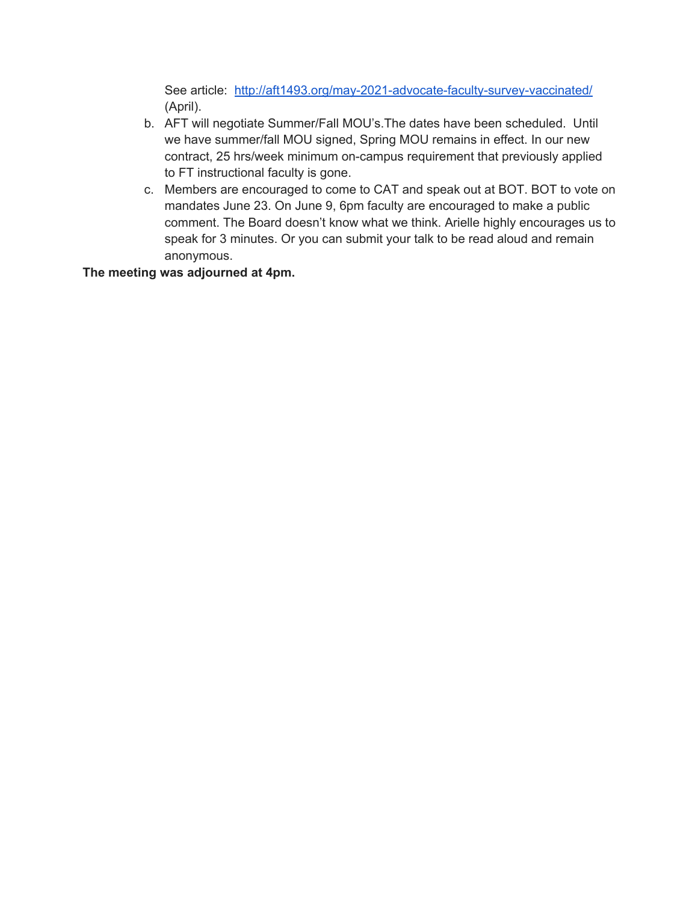See article: [http://aft1493.org/may-2021-advocate-faculty-survey-vaccinated/](http://aft1493.org/may-2021-advocate-faculty-survey-vaccinated/) (April).

b. AFT will negotiate Summer/Fall MOU's.The dates have been scheduled. Until we have summer/fall MOU signed, Spring MOU remains in effect. In our new contract, 25 hrs/week minimum on-campus requirement that previously applied to FT instructional faculty is gone.

c. Members are encouraged to come to CAT and speak out at BOT. BOT to vote on mandates June 23. On June 9, 6pm faculty are encouraged to make a public comment. The Board doesn't know what we think. Arielle highly encourages us to speak for 3 minutes. Or you can submit your talk to be read aloud and remain anonymous.

**The meeting was adjourned at 4pm.**